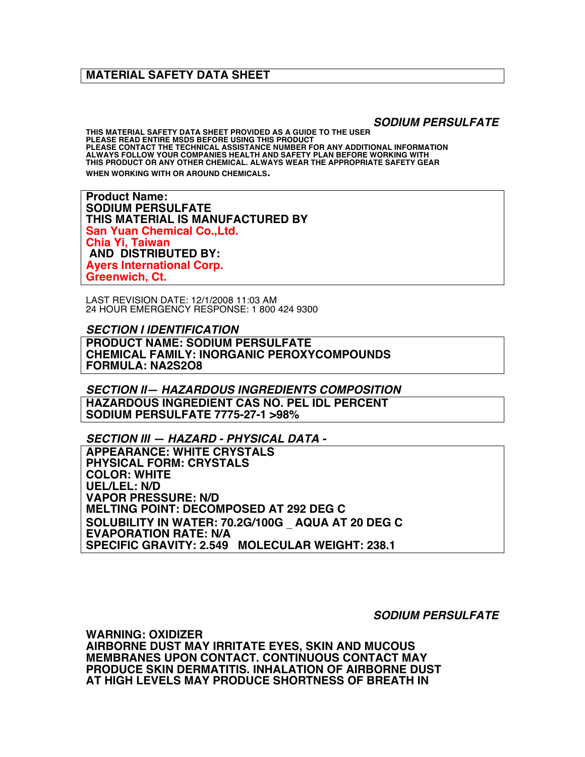# MATERIAL SAFETY DATA SHEET

***SODIUM PERSULFATE***

**THIS MATERIAL SAFETY DATA SHEET PROVIDED AS A GUIDE TO THE USER**
**PLEASE READ ENTIRE MSDS BEFORE USING THIS PRODUCT**
**PLEASE CONTACT THE TECHNICAL ASSISTANCE NUMBER FOR ANY ADDITIONAL INFORMATION**
**ALWAYS FOLLOW YOUR COMPANIES HEALTH AND SAFETY PLAN BEFORE WORKING WITH THIS PRODUCT OR ANY OTHER CHEMICAL. ALWAYS WEAR THE APPROPRIATE SAFETY GEAR WHEN WORKING WITH OR AROUND CHEMICALS.**

**Product Name:**
**SODIUM PERSULFATE**
**THIS MATERIAL IS MANUFACTURED BY**
**San Yuan Chemical Co.,Ltd.**
**Chia Yi, Taiwan**
**AND DISTRIBUTED BY:**
**Ayers International Corp.**
**Greenwich, Ct.**

LAST REVISION DATE: 12/1/2008 11:03 AM
24 HOUR EMERGENCY RESPONSE: 1 800 424 9300

## *SECTION I IDENTIFICATION*

**PRODUCT NAME: SODIUM PERSULFATE**
**CHEMICAL FAMILY: INORGANIC PEROXYCOMPOUNDS**
**FORMULA: NA2S2O8**

## *SECTION II— HAZARDOUS INGREDIENTS COMPOSITION*

**HAZARDOUS INGREDIENT CAS NO. PEL IDL PERCENT**
**SODIUM PERSULFATE 7775-27-1 >98%**

## *SECTION III — HAZARD - PHYSICAL DATA -*

**APPEARANCE: WHITE CRYSTALS**
**PHYSICAL FORM: CRYSTALS**
**COLOR: WHITE**
**UEL/LEL: N/D**
**VAPOR PRESSURE: N/D**
**MELTING POINT: DECOMPOSED AT 292 DEG C**
**SOLUBILITY IN WATER: 70.2G/100G _ AQUA AT 20 DEG C**
**EVAPORATION RATE: N/A**
**SPECIFIC GRAVITY: 2.549 MOLECULAR WEIGHT: 238.1**

***SODIUM PERSULFATE***

**WARNING: OXIDIZER**
**AIRBORNE DUST MAY IRRITATE EYES, SKIN AND MUCOUS MEMBRANES UPON CONTACT. CONTINUOUS CONTACT MAY PRODUCE SKIN DERMATITIS. INHALATION OF AIRBORNE DUST AT HIGH LEVELS MAY PRODUCE SHORTNESS OF BREATH IN**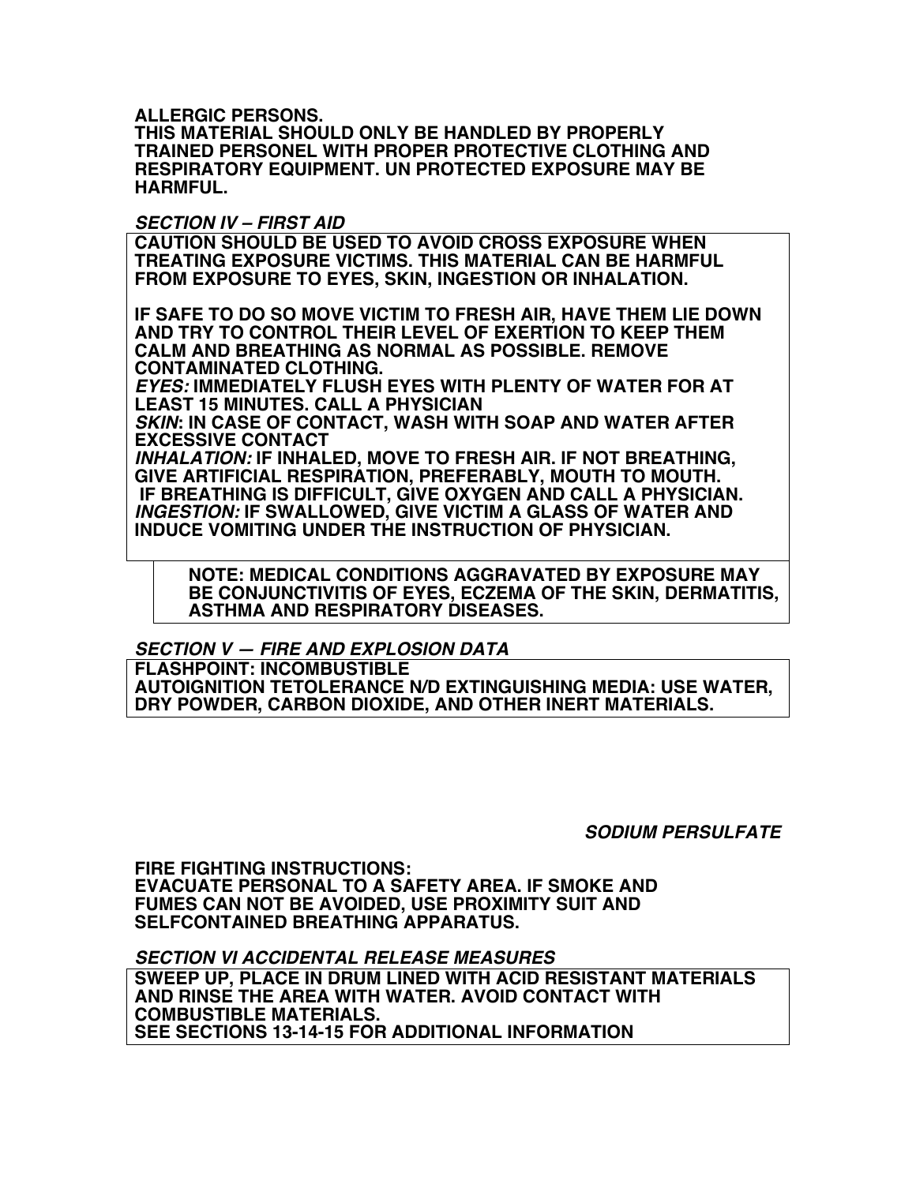**ALLERGIC PERSONS.**
**THIS MATERIAL SHOULD ONLY BE HANDLED BY PROPERLY TRAINED PERSONEL WITH PROPER PROTECTIVE CLOTHING AND RESPIRATORY EQUIPMENT. UN PROTECTED EXPOSURE MAY BE HARMFUL.**

### ***SECTION IV – FIRST AID***

**CAUTION SHOULD BE USED TO AVOID CROSS EXPOSURE WHEN TREATING EXPOSURE VICTIMS. THIS MATERIAL CAN BE HARMFUL FROM EXPOSURE TO EYES, SKIN, INGESTION OR INHALATION.**

**IF SAFE TO DO SO MOVE VICTIM TO FRESH AIR, HAVE THEM LIE DOWN AND TRY TO CONTROL THEIR LEVEL OF EXERTION TO KEEP THEM CALM AND BREATHING AS NORMAL AS POSSIBLE. REMOVE CONTAMINATED CLOTHING.**
***EYES:*** **IMMEDIATELY FLUSH EYES WITH PLENTY OF WATER FOR AT LEAST 15 MINUTES. CALL A PHYSICIAN**
***SKIN*****: IN CASE OF CONTACT, WASH WITH SOAP AND WATER AFTER EXCESSIVE CONTACT**
***INHALATION:*** **IF INHALED, MOVE TO FRESH AIR. IF NOT BREATHING, GIVE ARTIFICIAL RESPIRATION, PREFERABLY, MOUTH TO MOUTH. IF BREATHING IS DIFFICULT, GIVE OXYGEN AND CALL A PHYSICIAN.**
***INGESTION:*** **IF SWALLOWED, GIVE VICTIM A GLASS OF WATER AND INDUCE VOMITING UNDER THE INSTRUCTION OF PHYSICIAN.**

**NOTE: MEDICAL CONDITIONS AGGRAVATED BY EXPOSURE MAY BE CONJUNCTIVITIS OF EYES, ECZEMA OF THE SKIN, DERMATITIS, ASTHMA AND RESPIRATORY DISEASES.**

### ***SECTION V — FIRE AND EXPLOSION DATA***

**FLASHPOINT: INCOMBUSTIBLE**
**AUTOIGNITION TETOLERANCE N/D EXTINGUISHING MEDIA: USE WATER, DRY POWDER, CARBON DIOXIDE, AND OTHER INERT MATERIALS.**

***SODIUM PERSULFATE***

**FIRE FIGHTING INSTRUCTIONS:**
**EVACUATE PERSONAL TO A SAFETY AREA. IF SMOKE AND FUMES CAN NOT BE AVOIDED, USE PROXIMITY SUIT AND SELFCONTAINED BREATHING APPARATUS.**

### ***SECTION VI ACCIDENTAL RELEASE MEASURES***

**SWEEP UP, PLACE IN DRUM LINED WITH ACID RESISTANT MATERIALS AND RINSE THE AREA WITH WATER. AVOID CONTACT WITH COMBUSTIBLE MATERIALS.**
**SEE SECTIONS 13-14-15 FOR ADDITIONAL INFORMATION**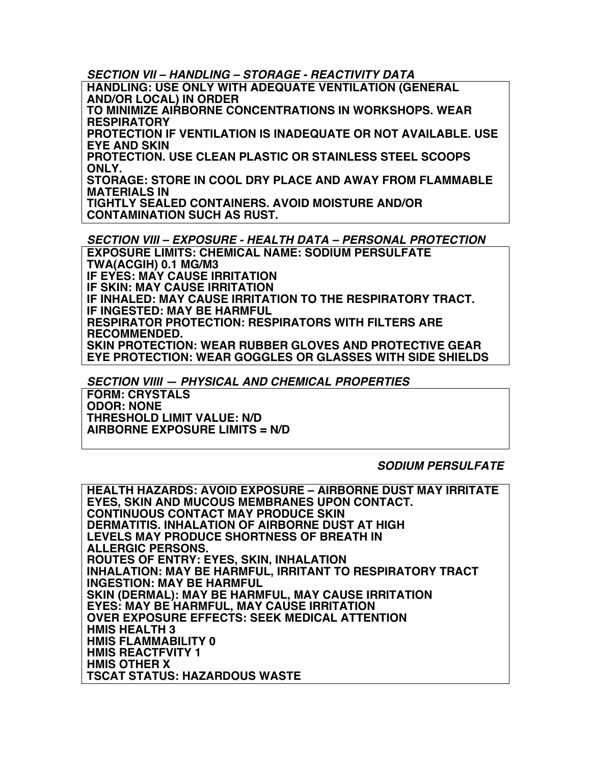***SECTION VII – HANDLING – STORAGE - REACTIVITY DATA***

**HANDLING: USE ONLY WITH ADEQUATE VENTILATION (GENERAL AND/OR LOCAL) IN ORDER**
**TO MINIMIZE AIRBORNE CONCENTRATIONS IN WORKSHOPS. WEAR RESPIRATORY**
**PROTECTION IF VENTILATION IS INADEQUATE OR NOT AVAILABLE. USE EYE AND SKIN**
**PROTECTION. USE CLEAN PLASTIC OR STAINLESS STEEL SCOOPS ONLY.**
**STORAGE: STORE IN COOL DRY PLACE AND AWAY FROM FLAMMABLE MATERIALS IN**
**TIGHTLY SEALED CONTAINERS. AVOID MOISTURE AND/OR CONTAMINATION SUCH AS RUST.**

***SECTION VIII – EXPOSURE - HEALTH DATA – PERSONAL PROTECTION***

**EXPOSURE LIMITS: CHEMICAL NAME: SODIUM PERSULFATE**
**TWA(ACGIH) 0.1 MG/M3**
**IF EYES: MAY CAUSE IRRITATION**
**IF SKIN: MAY CAUSE IRRITATION**
**IF INHALED: MAY CAUSE IRRITATION TO THE RESPIRATORY TRACT.**
**IF INGESTED: MAY BE HARMFUL**
**RESPIRATOR PROTECTION: RESPIRATORS WITH FILTERS ARE RECOMMENDED.**
**SKIN PROTECTION: WEAR RUBBER GLOVES AND PROTECTIVE GEAR**
**EYE PROTECTION: WEAR GOGGLES OR GLASSES WITH SIDE SHIELDS**

***SECTION VIIII — PHYSICAL AND CHEMICAL PROPERTIES***

**FORM: CRYSTALS**
**ODOR: NONE**
**THRESHOLD LIMIT VALUE: N/D**
**AIRBORNE EXPOSURE LIMITS = N/D**

***SODIUM PERSULFATE***

**HEALTH HAZARDS: AVOID EXPOSURE – AIRBORNE DUST MAY IRRITATE EYES, SKIN AND MUCOUS MEMBRANES UPON CONTACT.**
**CONTINUOUS CONTACT MAY PRODUCE SKIN DERMATITIS. INHALATION OF AIRBORNE DUST AT HIGH LEVELS MAY PRODUCE SHORTNESS OF BREATH IN ALLERGIC PERSONS.**
**ROUTES OF ENTRY: EYES, SKIN, INHALATION**
**INHALATION: MAY BE HARMFUL, IRRITANT TO RESPIRATORY TRACT**
**INGESTION: MAY BE HARMFUL**
**SKIN (DERMAL): MAY BE HARMFUL, MAY CAUSE IRRITATION**
**EYES: MAY BE HARMFUL, MAY CAUSE IRRITATION**
**OVER EXPOSURE EFFECTS: SEEK MEDICAL ATTENTION**
**HMIS HEALTH 3**
**HMIS FLAMMABILITY 0**
**HMIS REACTFVITY 1**
**HMIS OTHER X**
**TSCAT STATUS: HAZARDOUS WASTE**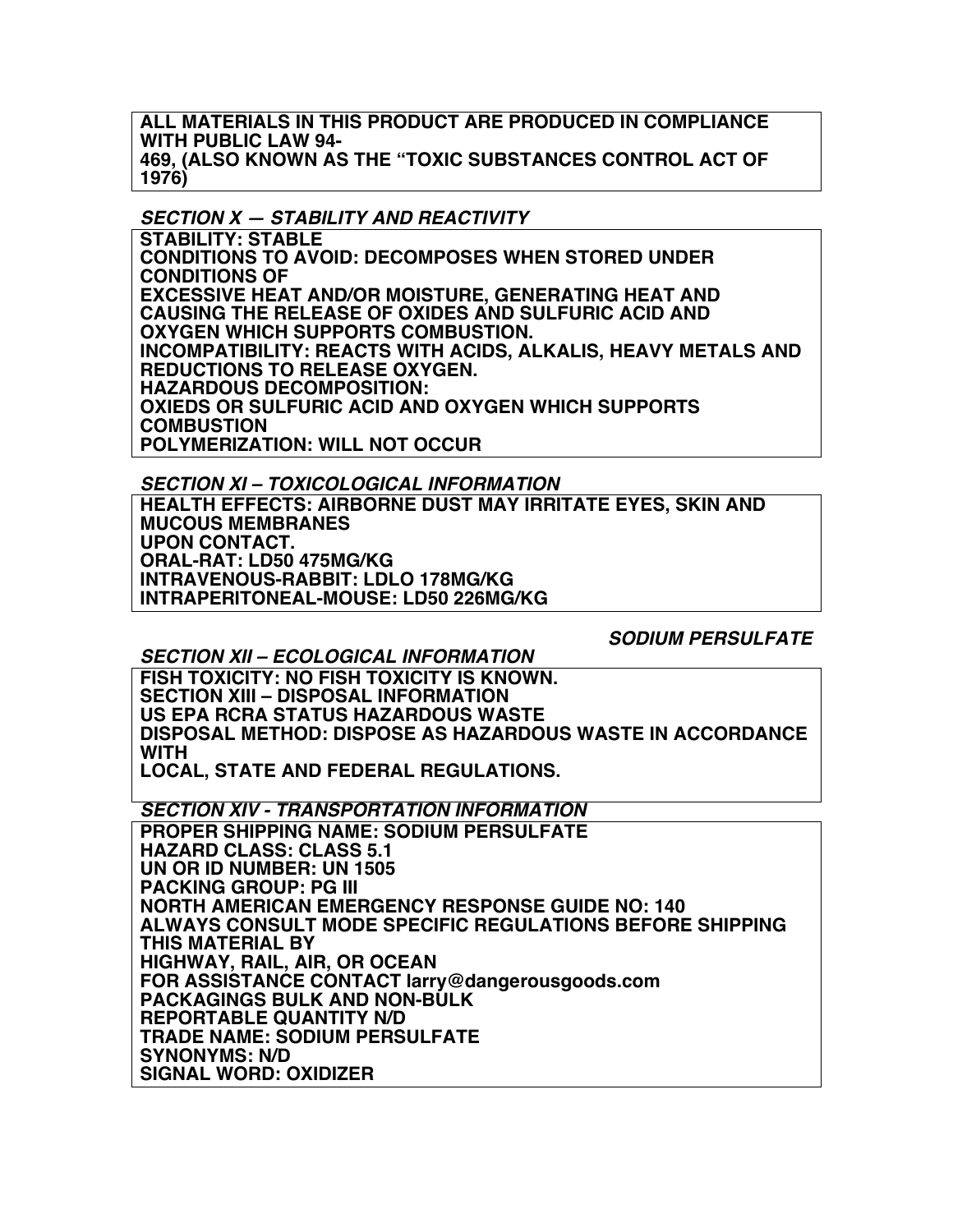**ALL MATERIALS IN THIS PRODUCT ARE PRODUCED IN COMPLIANCE WITH PUBLIC LAW 94-
469, (ALSO KNOWN AS THE "TOXIC SUBSTANCES CONTROL ACT OF 1976)**

### *SECTION X — STABILITY AND REACTIVITY*

**STABILITY: STABLE**
**CONDITIONS TO AVOID: DECOMPOSES WHEN STORED UNDER CONDITIONS OF**
**EXCESSIVE HEAT AND/OR MOISTURE, GENERATING HEAT AND CAUSING THE RELEASE OF OXIDES AND SULFURIC ACID AND OXYGEN WHICH SUPPORTS COMBUSTION.**
**INCOMPATIBILITY: REACTS WITH ACIDS, ALKALIS, HEAVY METALS AND REDUCTIONS TO RELEASE OXYGEN.**
**HAZARDOUS DECOMPOSITION:**
**OXIEDS OR SULFURIC ACID AND OXYGEN WHICH SUPPORTS COMBUSTION**
**POLYMERIZATION: WILL NOT OCCUR**

### *SECTION XI – TOXICOLOGICAL INFORMATION*

**HEALTH EFFECTS: AIRBORNE DUST MAY IRRITATE EYES, SKIN AND MUCOUS MEMBRANES**
**UPON CONTACT.**
**ORAL-RAT: LD50 475MG/KG**
**INTRAVENOUS-RABBIT: LDLO 178MG/KG**
**INTRAPERITONEAL-MOUSE: LD50 226MG/KG**

***SODIUM PERSULFATE***

### *SECTION XII – ECOLOGICAL INFORMATION*

**FISH TOXICITY: NO FISH TOXICITY IS KNOWN.**
**SECTION XIII – DISPOSAL INFORMATION**
**US EPA RCRA STATUS HAZARDOUS WASTE**
**DISPOSAL METHOD: DISPOSE AS HAZARDOUS WASTE IN ACCORDANCE WITH**
**LOCAL, STATE AND FEDERAL REGULATIONS.**

### *SECTION XIV - TRANSPORTATION INFORMATION*

**PROPER SHIPPING NAME: SODIUM PERSULFATE**
**HAZARD CLASS: CLASS 5.1**
**UN OR ID NUMBER: UN 1505**
**PACKING GROUP: PG III**
**NORTH AMERICAN EMERGENCY RESPONSE GUIDE NO: 140**
**ALWAYS CONSULT MODE SPECIFIC REGULATIONS BEFORE SHIPPING THIS MATERIAL BY**
**HIGHWAY, RAIL, AIR, OR OCEAN**
**FOR ASSISTANCE CONTACT larry@dangerousgoods.com**
**PACKAGINGS BULK AND NON-BULK**
**REPORTABLE QUANTITY N/D**
**TRADE NAME: SODIUM PERSULFATE**
**SYNONYMS: N/D**
**SIGNAL WORD: OXIDIZER**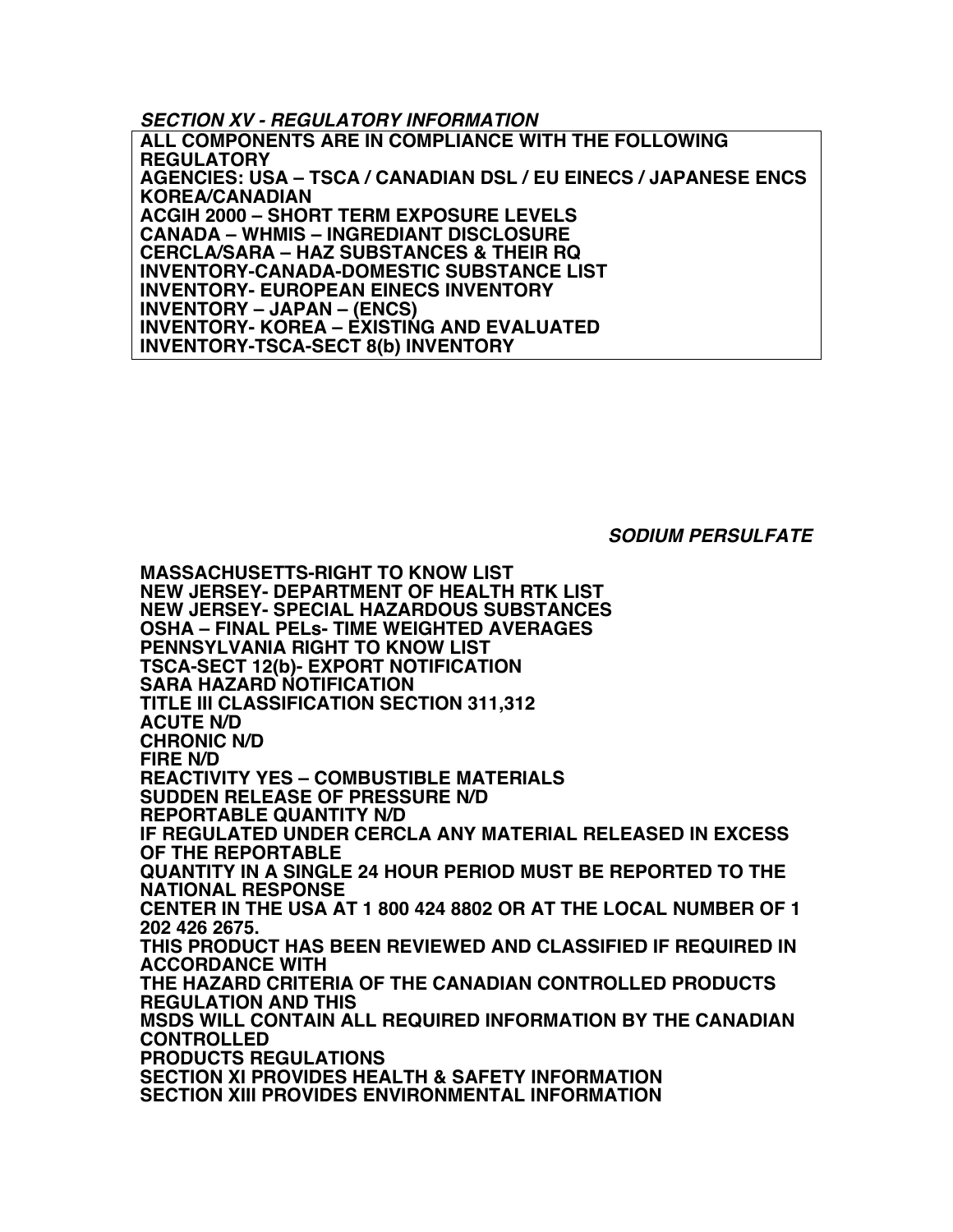***SECTION XV - REGULATORY INFORMATION***

**ALL COMPONENTS ARE IN COMPLIANCE WITH THE FOLLOWING REGULATORY**
**AGENCIES: USA – TSCA / CANADIAN DSL / EU EINECS / JAPANESE ENCS KOREA/CANADIAN**
**ACGIH 2000 – SHORT TERM EXPOSURE LEVELS**
**CANADA – WHMIS – INGREDIANT DISCLOSURE**
**CERCLA/SARA – HAZ SUBSTANCES & THEIR RQ**
**INVENTORY-CANADA-DOMESTIC SUBSTANCE LIST**
**INVENTORY- EUROPEAN EINECS INVENTORY**
**INVENTORY – JAPAN – (ENCS)**
**INVENTORY- KOREA – EXISTING AND EVALUATED**
**INVENTORY-TSCA-SECT 8(b) INVENTORY**

***SODIUM PERSULFATE***

**MASSACHUSETTS-RIGHT TO KNOW LIST**
**NEW JERSEY- DEPARTMENT OF HEALTH RTK LIST**
**NEW JERSEY- SPECIAL HAZARDOUS SUBSTANCES**
**OSHA – FINAL PELs- TIME WEIGHTED AVERAGES**
**PENNSYLVANIA RIGHT TO KNOW LIST**
**TSCA-SECT 12(b)- EXPORT NOTIFICATION**
**SARA HAZARD NOTIFICATION**
**TITLE III CLASSIFICATION SECTION 311,312**
**ACUTE N/D**
**CHRONIC N/D**
**FIRE N/D**
**REACTIVITY YES – COMBUSTIBLE MATERIALS**
**SUDDEN RELEASE OF PRESSURE N/D**
**REPORTABLE QUANTITY N/D**
**IF REGULATED UNDER CERCLA ANY MATERIAL RELEASED IN EXCESS OF THE REPORTABLE**
**QUANTITY IN A SINGLE 24 HOUR PERIOD MUST BE REPORTED TO THE NATIONAL RESPONSE**
**CENTER IN THE USA AT 1 800 424 8802 OR AT THE LOCAL NUMBER OF 1 202 426 2675.**
**THIS PRODUCT HAS BEEN REVIEWED AND CLASSIFIED IF REQUIRED IN ACCORDANCE WITH**
**THE HAZARD CRITERIA OF THE CANADIAN CONTROLLED PRODUCTS REGULATION AND THIS**
**MSDS WILL CONTAIN ALL REQUIRED INFORMATION BY THE CANADIAN CONTROLLED**
**PRODUCTS REGULATIONS**
**SECTION XI PROVIDES HEALTH & SAFETY INFORMATION**
**SECTION XIII PROVIDES ENVIRONMENTAL INFORMATION**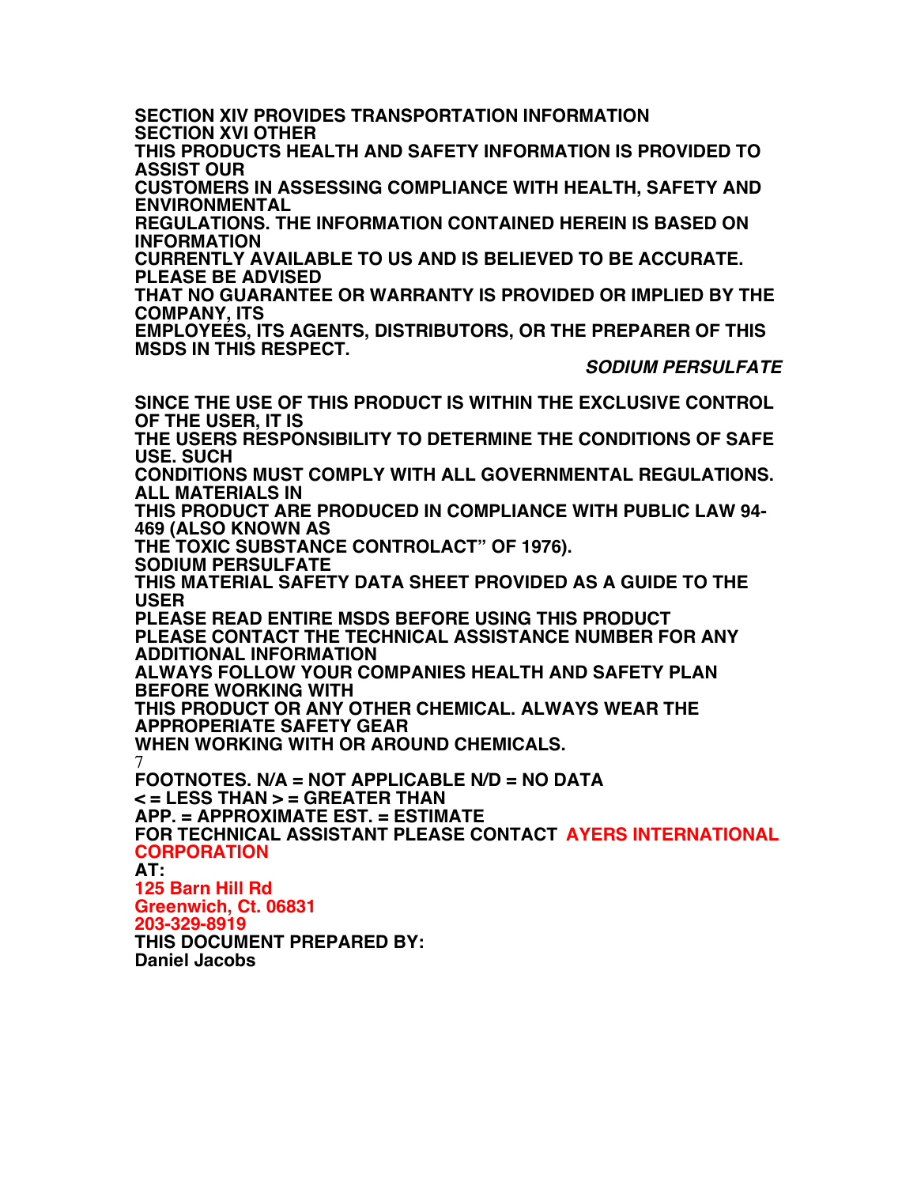**SECTION XIV PROVIDES TRANSPORTATION INFORMATION**

**SECTION XVI OTHER**

**THIS PRODUCTS HEALTH AND SAFETY INFORMATION IS PROVIDED TO ASSIST OUR CUSTOMERS IN ASSESSING COMPLIANCE WITH HEALTH, SAFETY AND ENVIRONMENTAL REGULATIONS. THE INFORMATION CONTAINED HEREIN IS BASED ON INFORMATION CURRENTLY AVAILABLE TO US AND IS BELIEVED TO BE ACCURATE. PLEASE BE ADVISED THAT NO GUARANTEE OR WARRANTY IS PROVIDED OR IMPLIED BY THE COMPANY, ITS EMPLOYEES, ITS AGENTS, DISTRIBUTORS, OR THE PREPARER OF THIS MSDS IN THIS RESPECT.**

***SODIUM PERSULFATE***

**SINCE THE USE OF THIS PRODUCT IS WITHIN THE EXCLUSIVE CONTROL OF THE USER, IT IS THE USERS RESPONSIBILITY TO DETERMINE THE CONDITIONS OF SAFE USE. SUCH CONDITIONS MUST COMPLY WITH ALL GOVERNMENTAL REGULATIONS. ALL MATERIALS IN THIS PRODUCT ARE PRODUCED IN COMPLIANCE WITH PUBLIC LAW 94-469 (ALSO KNOWN AS THE TOXIC SUBSTANCE CONTROLACT" OF 1976).**

**SODIUM PERSULFATE**

**THIS MATERIAL SAFETY DATA SHEET PROVIDED AS A GUIDE TO THE USER**

**PLEASE READ ENTIRE MSDS BEFORE USING THIS PRODUCT**

**PLEASE CONTACT THE TECHNICAL ASSISTANCE NUMBER FOR ANY ADDITIONAL INFORMATION**

**ALWAYS FOLLOW YOUR COMPANIES HEALTH AND SAFETY PLAN BEFORE WORKING WITH THIS PRODUCT OR ANY OTHER CHEMICAL. ALWAYS WEAR THE APPROPERIATE SAFETY GEAR WHEN WORKING WITH OR AROUND CHEMICALS.**

**FOOTNOTES. N/A = NOT APPLICABLE N/D = NO DATA**

**< = LESS THAN > = GREATER THAN**

**APP. = APPROXIMATE EST. = ESTIMATE**

**FOR TECHNICAL ASSISTANT PLEASE CONTACT AYERS INTERNATIONAL CORPORATION AT:**

**125 Barn Hill Rd**
**Greenwich, Ct. 06831**
**203-329-8919**

**THIS DOCUMENT PREPARED BY:**
**Daniel Jacobs**